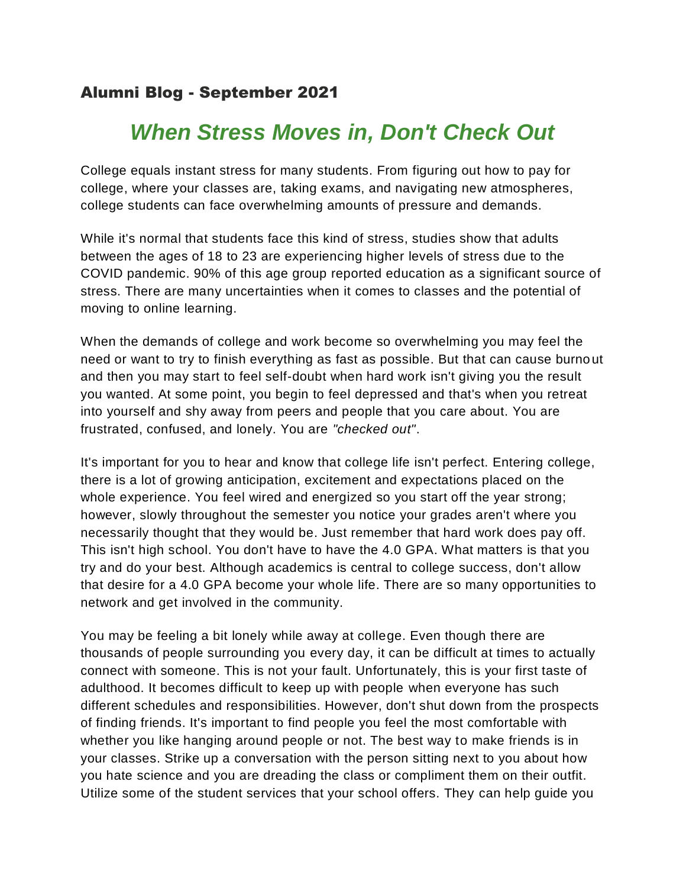## Alumni Blog - September 2021

# *When Stress Moves in, Don't Check Out*

College equals instant stress for many students. From figuring out how to pay for college, where your classes are, taking exams, and navigating new atmospheres, college students can face overwhelming amounts of pressure and demands.

While it's normal that students face this kind of stress, studies show that adults between the ages of 18 to 23 are experiencing higher levels of stress due to the COVID pandemic. 90% of this age group reported education as a significant source of stress. There are many uncertainties when it comes to classes and the potential of moving to online learning.

When the demands of college and work become so overwhelming you may feel the need or want to try to finish everything as fast as possible. But that can cause burnout and then you may start to feel self-doubt when hard work isn't giving you the result you wanted. At some point, you begin to feel depressed and that's when you retreat into yourself and shy away from peers and people that you care about. You are frustrated, confused, and lonely. You are *"checked out"*.

It's important for you to hear and know that college life isn't perfect. Entering college, there is a lot of growing anticipation, excitement and expectations placed on the whole experience. You feel wired and energized so you start off the year strong; however, slowly throughout the semester you notice your grades aren't where you necessarily thought that they would be. Just remember that hard work does pay off. This isn't high school. You don't have to have the 4.0 GPA. What matters is that you try and do your best. Although academics is central to college success, don't allow that desire for a 4.0 GPA become your whole life. There are so many opportunities to network and get involved in the community.

You may be feeling a bit lonely while away at college. Even though there are thousands of people surrounding you every day, it can be difficult at times to actually connect with someone. This is not your fault. Unfortunately, this is your first taste of adulthood. It becomes difficult to keep up with people when everyone has such different schedules and responsibilities. However, don't shut down from the prospects of finding friends. It's important to find people you feel the most comfortable with whether you like hanging around people or not. The best way to make friends is in your classes. Strike up a conversation with the person sitting next to you about how you hate science and you are dreading the class or compliment them on their outfit. Utilize some of the student services that your school offers. They can help guide you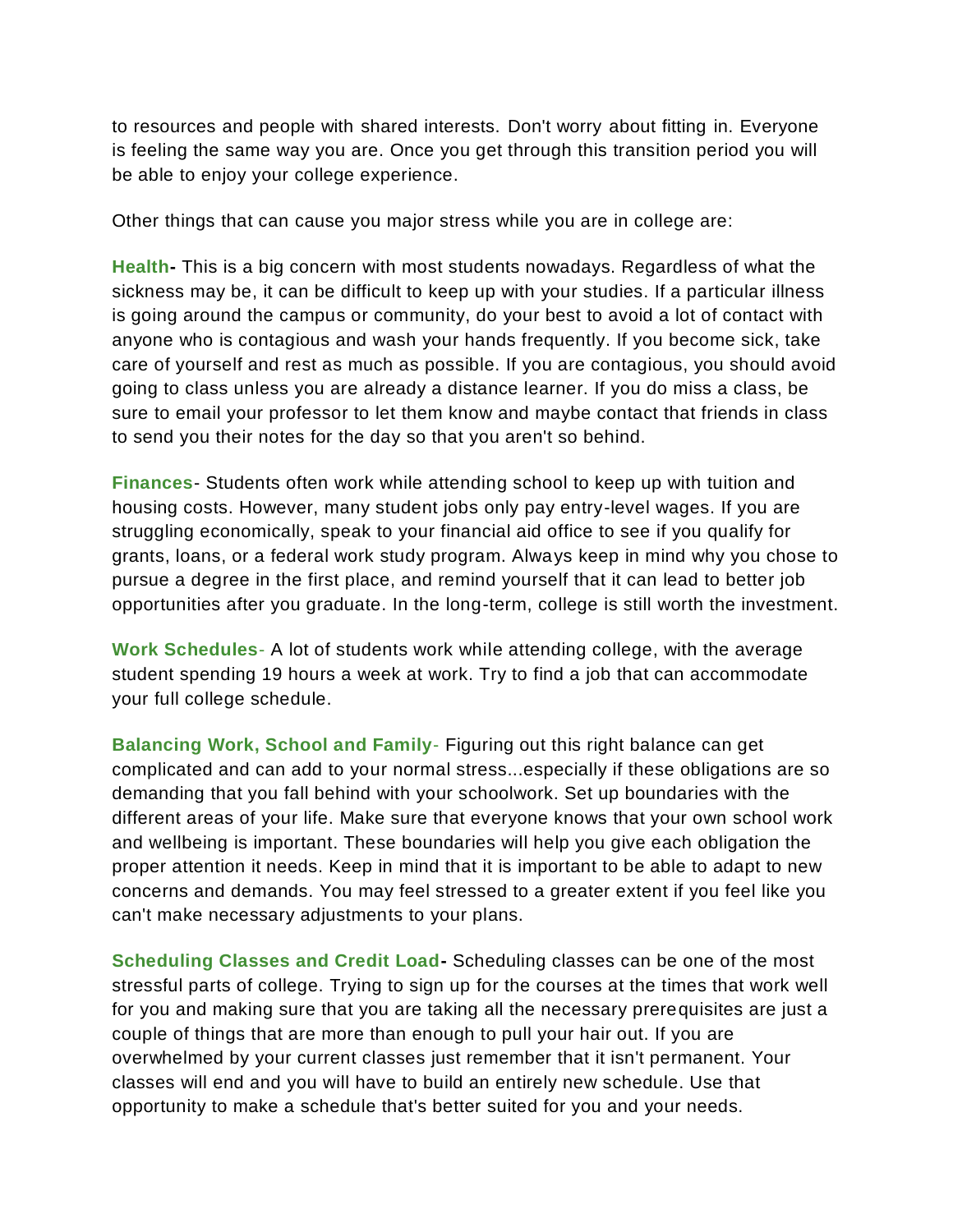to resources and people with shared interests. Don't worry about fitting in. Everyone is feeling the same way you are. Once you get through this transition period you will be able to enjoy your college experience.

Other things that can cause you major stress while you are in college are:

**Health-** This is a big concern with most students nowadays. Regardless of what the sickness may be, it can be difficult to keep up with your studies. If a particular illness is going around the campus or community, do your best to avoid a lot of contact with anyone who is contagious and wash your hands frequently. If you become sick, take care of yourself and rest as much as possible. If you are contagious, you should avoid going to class unless you are already a distance learner. If you do miss a class, be sure to email your professor to let them know and maybe contact that friends in class to send you their notes for the day so that you aren't so behind.

**Finances**- Students often work while attending school to keep up with tuition and housing costs. However, many student jobs only pay entry-level wages. If you are struggling economically, speak to your financial aid office to see if you qualify for grants, loans, or a federal work study program. Always keep in mind why you chose to pursue a degree in the first place, and remind yourself that it can lead to better job opportunities after you graduate. In the long-term, college is still worth the investment.

**Work Schedules**- A lot of students work while attending college, with the average student spending 19 hours a week at work. Try to find a job that can accommodate your full college schedule.

**Balancing Work, School and Family**- Figuring out this right balance can get complicated and can add to your normal stress...especially if these obligations are so demanding that you fall behind with your schoolwork. Set up boundaries with the different areas of your life. Make sure that everyone knows that your own school work and wellbeing is important. These boundaries will help you give each obligation the proper attention it needs. Keep in mind that it is important to be able to adapt to new concerns and demands. You may feel stressed to a greater extent if you feel like you can't make necessary adjustments to your plans.

**Scheduling Classes and Credit Load-** Scheduling classes can be one of the most stressful parts of college. Trying to sign up for the courses at the times that work well for you and making sure that you are taking all the necessary prerequisites are just a couple of things that are more than enough to pull your hair out. If you are overwhelmed by your current classes just remember that it isn't permanent. Your classes will end and you will have to build an entirely new schedule. Use that opportunity to make a schedule that's better suited for you and your needs.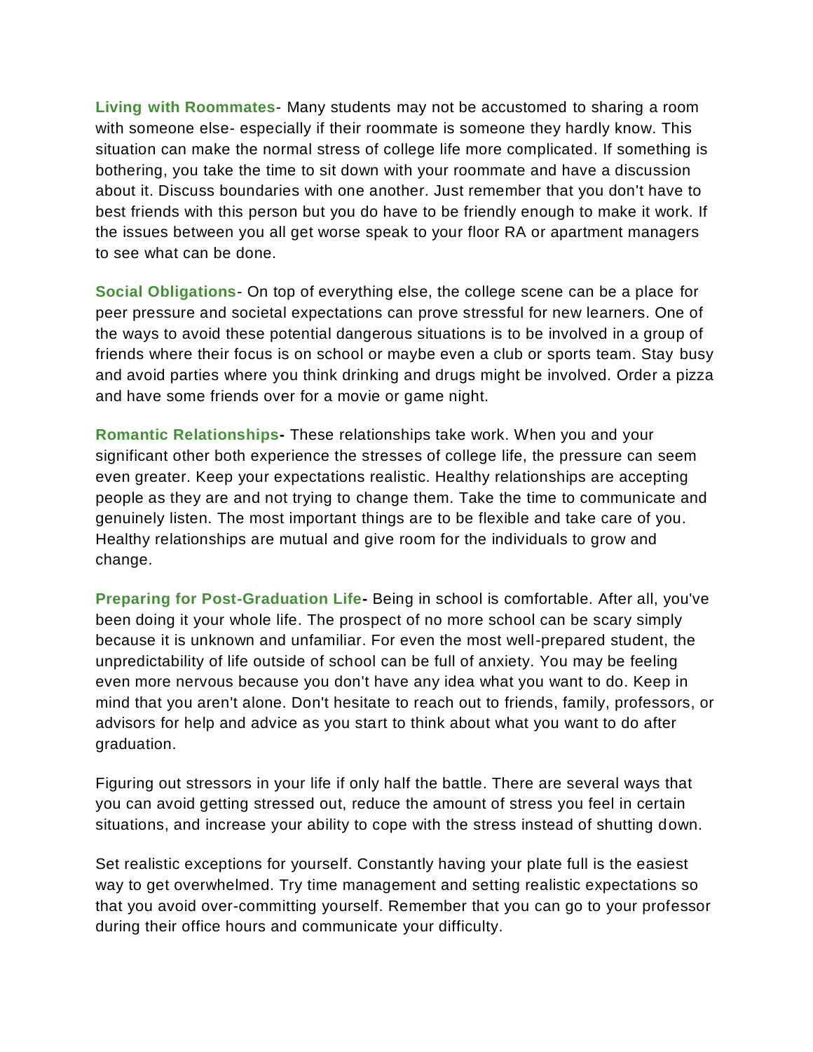**Living with Roommates**- Many students may not be accustomed to sharing a room with someone else- especially if their roommate is someone they hardly know. This situation can make the normal stress of college life more complicated. If something is bothering, you take the time to sit down with your roommate and have a discussion about it. Discuss boundaries with one another. Just remember that you don't have to best friends with this person but you do have to be friendly enough to make it work. If the issues between you all get worse speak to your floor RA or apartment managers to see what can be done.

**Social Obligations**- On top of everything else, the college scene can be a place for peer pressure and societal expectations can prove stressful for new learners. One of the ways to avoid these potential dangerous situations is to be involved in a group of friends where their focus is on school or maybe even a club or sports team. Stay busy and avoid parties where you think drinking and drugs might be involved. Order a pizza and have some friends over for a movie or game night.

**Romantic Relationships-** These relationships take work. When you and your significant other both experience the stresses of college life, the pressure can seem even greater. Keep your expectations realistic. Healthy relationships are accepting people as they are and not trying to change them. Take the time to communicate and genuinely listen. The most important things are to be flexible and take care of you. Healthy relationships are mutual and give room for the individuals to grow and change.

**Preparing for Post-Graduation Life-** Being in school is comfortable. After all, you've been doing it your whole life. The prospect of no more school can be scary simply because it is unknown and unfamiliar. For even the most well-prepared student, the unpredictability of life outside of school can be full of anxiety. You may be feeling even more nervous because you don't have any idea what you want to do. Keep in mind that you aren't alone. Don't hesitate to reach out to friends, family, professors, or advisors for help and advice as you start to think about what you want to do after graduation.

Figuring out stressors in your life if only half the battle. There are several ways that you can avoid getting stressed out, reduce the amount of stress you feel in certain situations, and increase your ability to cope with the stress instead of shutting down.

Set realistic exceptions for yourself. Constantly having your plate full is the easiest way to get overwhelmed. Try time management and setting realistic expectations so that you avoid over-committing yourself. Remember that you can go to your professor during their office hours and communicate your difficulty.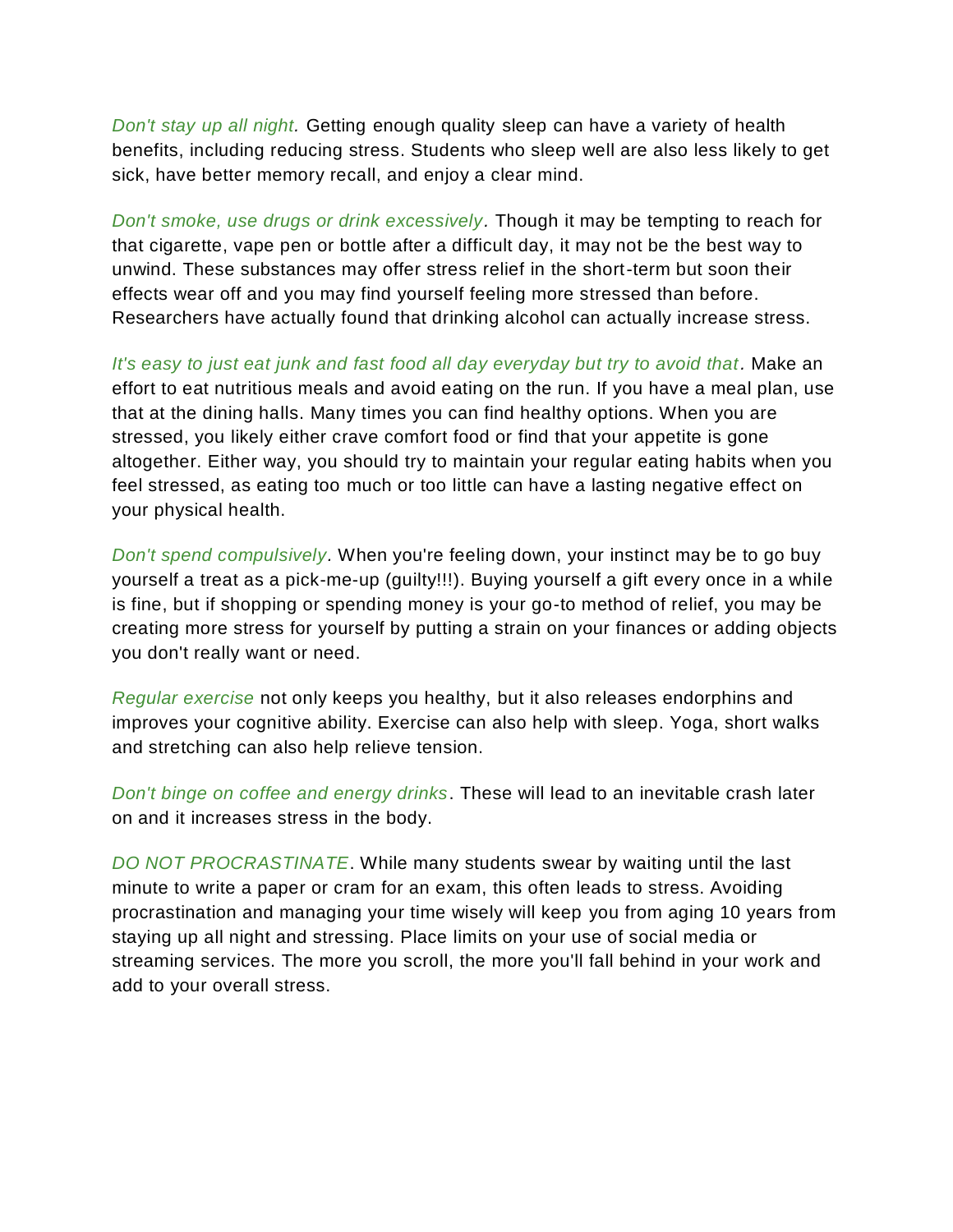*Don't stay up all night.* Getting enough quality sleep can have a variety of health benefits, including reducing stress. Students who sleep well are also less likely to get sick, have better memory recall, and enjoy a clear mind.

*Don't smoke, use drugs or drink excessively.* Though it may be tempting to reach for that cigarette, vape pen or bottle after a difficult day, it may not be the best way to unwind. These substances may offer stress relief in the short-term but soon their effects wear off and you may find yourself feeling more stressed than before. Researchers have actually found that drinking alcohol can actually increase stress.

*It's easy to just eat junk and fast food all day everyday but try to avoid that.* Make an effort to eat nutritious meals and avoid eating on the run. If you have a meal plan, use that at the dining halls. Many times you can find healthy options. When you are stressed, you likely either crave comfort food or find that your appetite is gone altogether. Either way, you should try to maintain your regular eating habits when you feel stressed, as eating too much or too little can have a lasting negative effect on your physical health.

*Don't spend compulsively.* When you're feeling down, your instinct may be to go buy yourself a treat as a pick-me-up (guilty!!!). Buying yourself a gift every once in a while is fine, but if shopping or spending money is your go-to method of relief, you may be creating more stress for yourself by putting a strain on your finances or adding objects you don't really want or need.

*Regular exercise* not only keeps you healthy, but it also releases endorphins and improves your cognitive ability. Exercise can also help with sleep. Yoga, short walks and stretching can also help relieve tension.

*Don't binge on coffee and energy drinks*. These will lead to an inevitable crash later on and it increases stress in the body.

*DO NOT PROCRASTINATE*. While many students swear by waiting until the last minute to write a paper or cram for an exam, this often leads to stress. Avoiding procrastination and managing your time wisely will keep you from aging 10 years from staying up all night and stressing. Place limits on your use of social media or streaming services. The more you scroll, the more you'll fall behind in your work and add to your overall stress.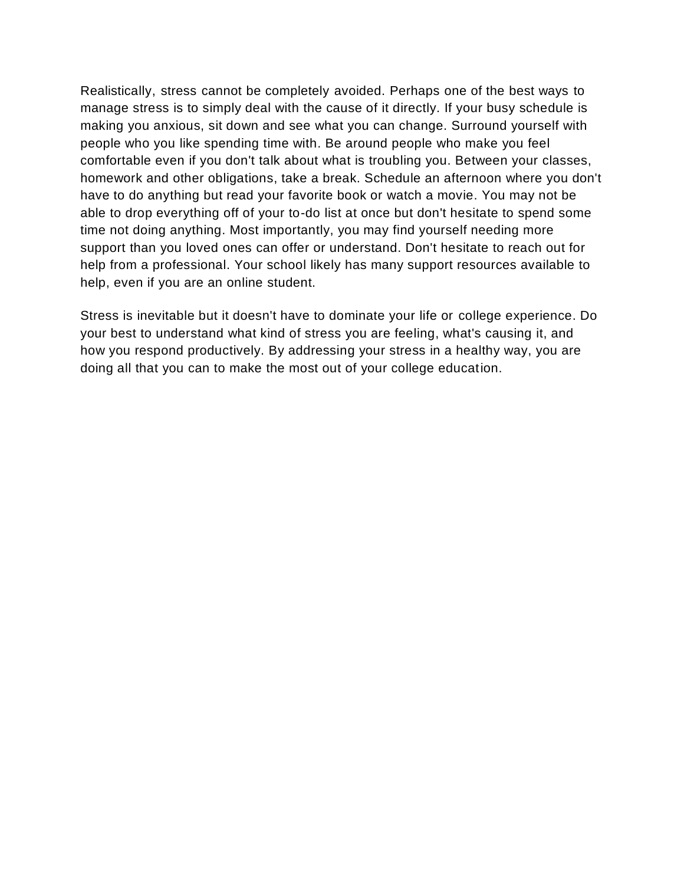Realistically, stress cannot be completely avoided. Perhaps one of the best ways to manage stress is to simply deal with the cause of it directly. If your busy schedule is making you anxious, sit down and see what you can change. Surround yourself with people who you like spending time with. Be around people who make you feel comfortable even if you don't talk about what is troubling you. Between your classes, homework and other obligations, take a break. Schedule an afternoon where you don't have to do anything but read your favorite book or watch a movie. You may not be able to drop everything off of your to-do list at once but don't hesitate to spend some time not doing anything. Most importantly, you may find yourself needing more support than you loved ones can offer or understand. Don't hesitate to reach out for help from a professional. Your school likely has many support resources available to help, even if you are an online student.

Stress is inevitable but it doesn't have to dominate your life or college experience. Do your best to understand what kind of stress you are feeling, what's causing it, and how you respond productively. By addressing your stress in a healthy way, you are doing all that you can to make the most out of your college education.